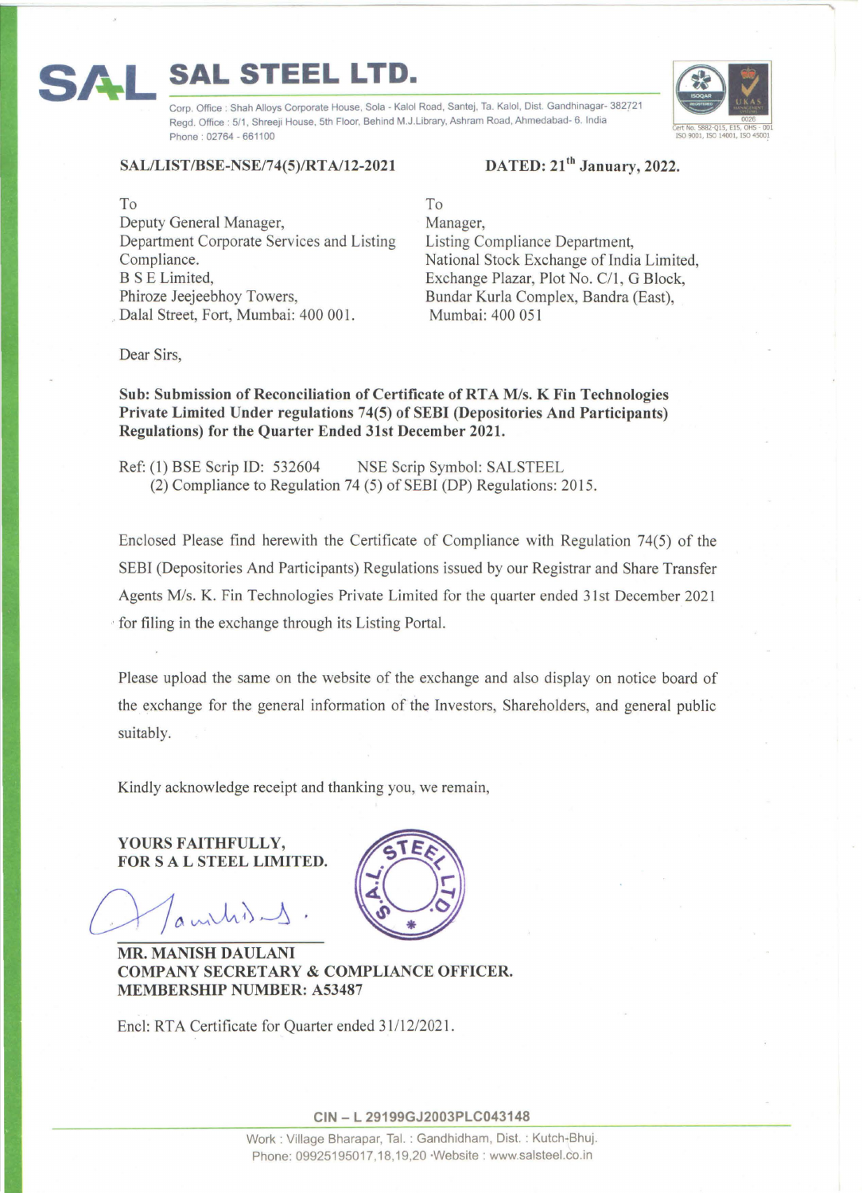# SAL STEEL LTD.

Corp. Office : Shah Alloys Corporate House, Sola - Kalol Road, Santej, Ta. Kalol, Dist. Gandhinagar- 382721
Regd. Office : 5/1, Shreeji House, 5th Floor, Behind M.J.Library, Ashram Road, Ahmedabad- 6. India
Phone : 02764 - 661100

Cert No. 5882-Q15, E15, OHS - 001
ISO 9001, ISO 14001, ISO 45001

**SAL/LIST/BSE-NSE/74(5)/RTA/12-2021** **DATED: 21th January, 2022.**

To
Deputy General Manager,
Department Corporate Services and Listing Compliance.
B S E Limited,
Phiroze Jeejeebhoy Towers,
Dalal Street, Fort, Mumbai: 400 001.

To
Manager,
Listing Compliance Department,
National Stock Exchange of India Limited,
Exchange Plazar, Plot No. C/1, G Block,
Bundar Kurla Complex, Bandra (East),
Mumbai: 400 051

Dear Sirs,

**Sub: Submission of Reconciliation of Certificate of RTA M/s. K Fin Technologies Private Limited Under regulations 74(5) of SEBI (Depositories And Participants) Regulations) for the Quarter Ended 31st December 2021.**

Ref: (1) BSE Scrip ID: 532604 NSE Scrip Symbol: SALSTEEL
(2) Compliance to Regulation 74 (5) of SEBI (DP) Regulations: 2015.

Enclosed Please find herewith the Certificate of Compliance with Regulation 74(5) of the SEBI (Depositories And Participants) Regulations issued by our Registrar and Share Transfer Agents M/s. K. Fin Technologies Private Limited for the quarter ended 31st December 2021 for filing in the exchange through its Listing Portal.

Please upload the same on the website of the exchange and also display on notice board of the exchange for the general information of the Investors, Shareholders, and general public suitably.

Kindly acknowledge receipt and thanking you, we remain,

**YOURS FAITHFULLY,**
**FOR S A L STEEL LIMITED.**

**MR. MANISH DAULANI**
**COMPANY SECRETARY & COMPLIANCE OFFICER.**
**MEMBERSHIP NUMBER: A53487**

Encl: RTA Certificate for Quarter ended 31/12/2021.

**CIN – L 29199GJ2003PLC043148**

Work : Village Bharapar, Tal. : Gandhidham, Dist. : Kutch-Bhuj.
Phone: 09925195017,18,19,20 ·Website : www.salsteel.co.in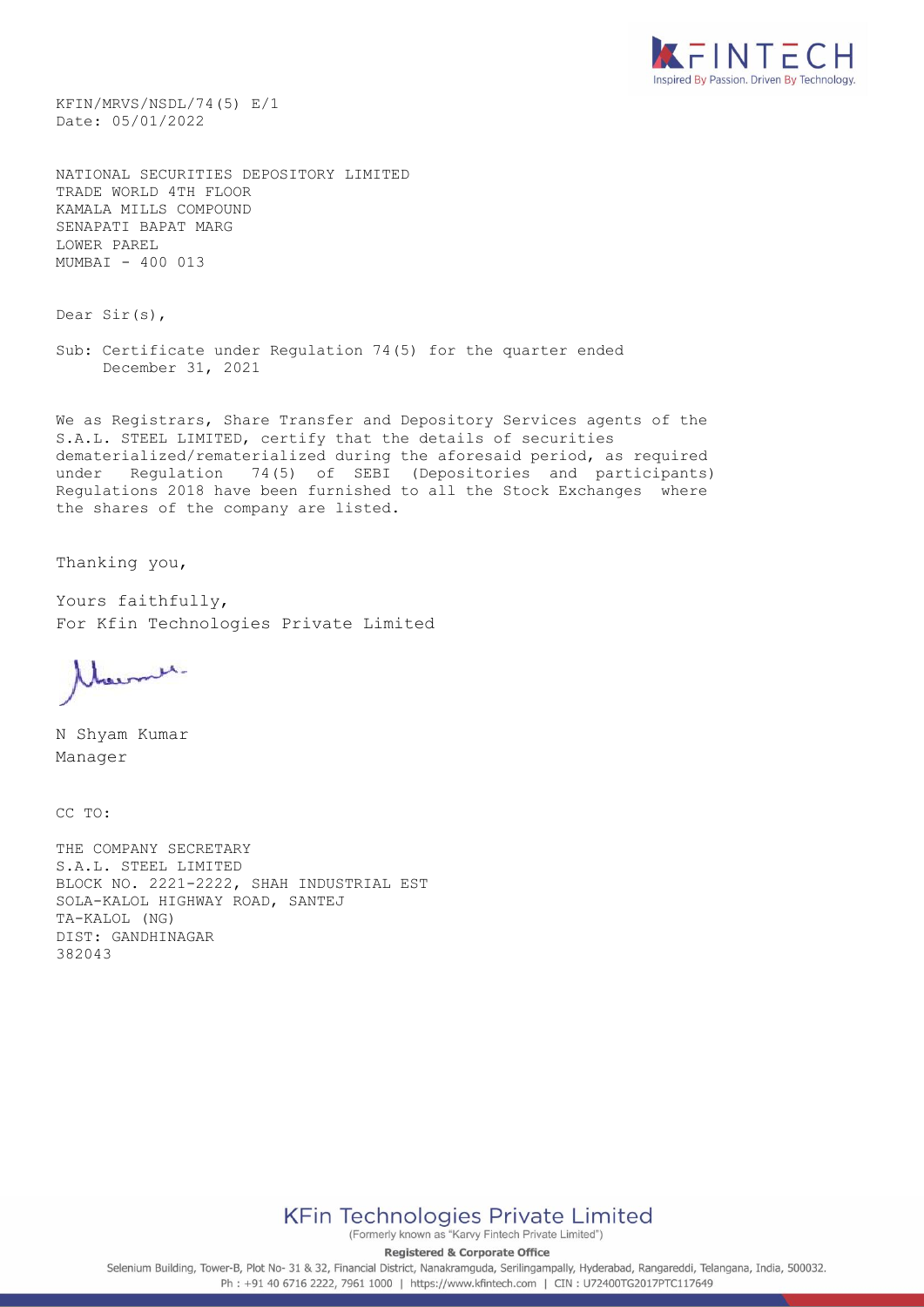KFIN/MRVS/NSDL/74(5) E/1
Date: 05/01/2022

NATIONAL SECURITIES DEPOSITORY LIMITED
TRADE WORLD 4TH FLOOR
KAMALA MILLS COMPOUND
SENAPATI BAPAT MARG
LOWER PAREL
MUMBAI - 400 013

Dear Sir(s),

Sub: Certificate under Regulation 74(5) for the quarter ended December 31, 2021

We as Registrars, Share Transfer and Depository Services agents of the S.A.L. STEEL LIMITED, certify that the details of securities dematerialized/rematerialized during the aforesaid period, as required under Regulation 74(5) of SEBI (Depositories and participants) Regulations 2018 have been furnished to all the Stock Exchanges where the shares of the company are listed.

Thanking you,

Yours faithfully,
For Kfin Technologies Private Limited

N Shyam Kumar
Manager

CC TO:

THE COMPANY SECRETARY
S.A.L. STEEL LIMITED
BLOCK NO. 2221-2222, SHAH INDUSTRIAL EST
SOLA-KALOL HIGHWAY ROAD, SANTEJ
TA-KALOL (NG)
DIST: GANDHINAGAR
382043

**KFin Technologies Private Limited**
(Formerly known as "Karvy Fintech Private Limited")

**Registered & Corporate Office**
Selenium Building, Tower-B, Plot No- 31 & 32, Financial District, Nanakramguda, Serilingampally, Hyderabad, Rangareddi, Telangana, India, 500032.
Ph : +91 40 6716 2222, 7961 1000 | https://www.kfintech.com | CIN : U72400TG2017PTC117649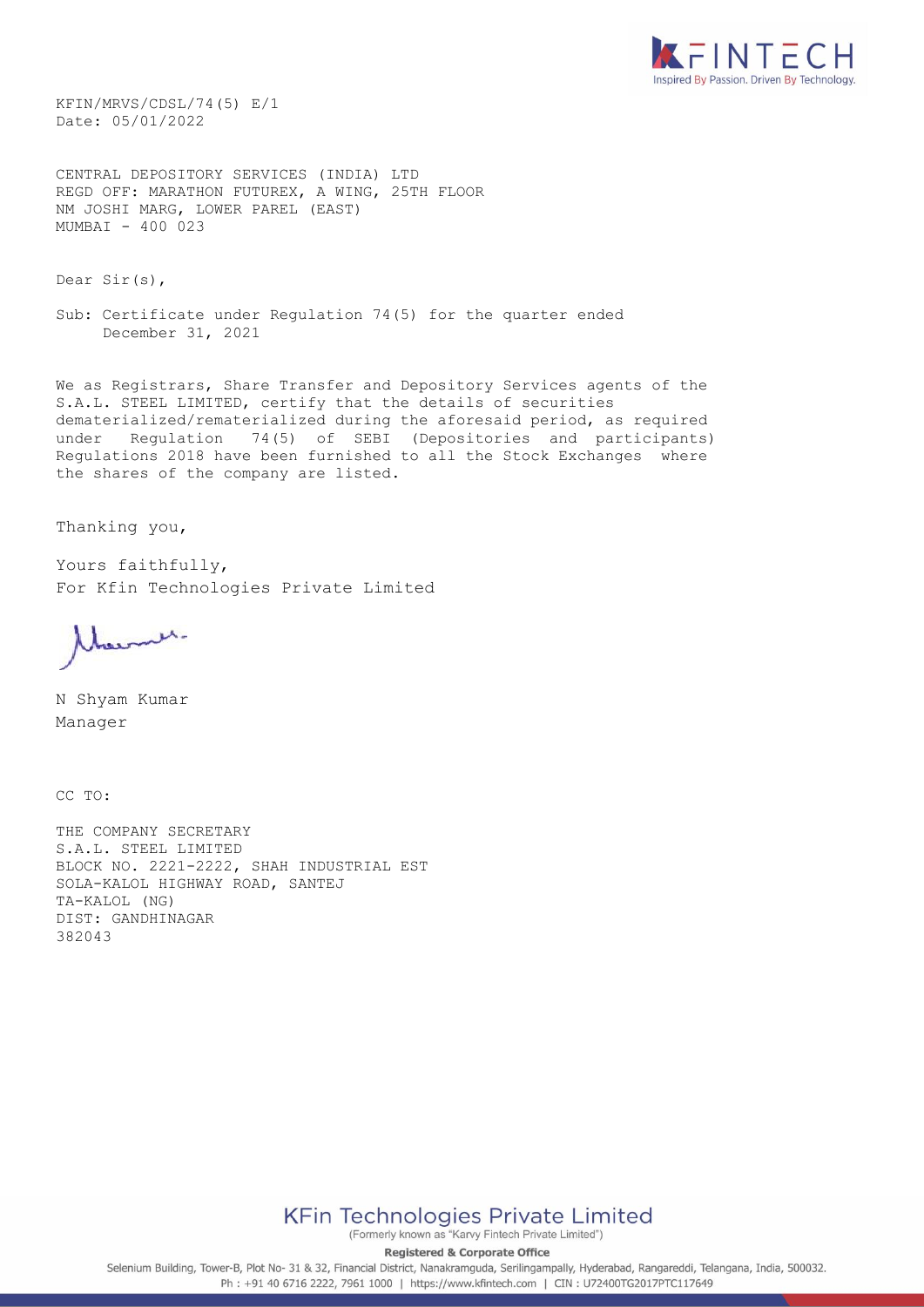KFIN/MRVS/CDSL/74(5) E/1
Date: 05/01/2022

CENTRAL DEPOSITORY SERVICES (INDIA) LTD
REGD OFF: MARATHON FUTUREX, A WING, 25TH FLOOR
NM JOSHI MARG, LOWER PAREL (EAST)
MUMBAI - 400 023

Dear Sir(s),

Sub: Certificate under Regulation 74(5) for the quarter ended December 31, 2021

We as Registrars, Share Transfer and Depository Services agents of the S.A.L. STEEL LIMITED, certify that the details of securities dematerialized/rematerialized during the aforesaid period, as required under Regulation 74(5) of SEBI (Depositories and participants) Regulations 2018 have been furnished to all the Stock Exchanges where the shares of the company are listed.

Thanking you,

Yours faithfully,
For Kfin Technologies Private Limited

N Shyam Kumar
Manager

CC TO:

THE COMPANY SECRETARY
S.A.L. STEEL LIMITED
BLOCK NO. 2221-2222, SHAH INDUSTRIAL EST
SOLA-KALOL HIGHWAY ROAD, SANTEJ
TA-KALOL (NG)
DIST: GANDHINAGAR
382043

KFin Technologies Private Limited
(Formerly known as "Karvy Fintech Private Limited")

**Registered & Corporate Office**
Selenium Building, Tower-B, Plot No- 31 & 32, Financial District, Nanakramguda, Serilingampally, Hyderabad, Rangareddi, Telangana, India, 500032.
Ph : +91 40 6716 2222, 7961 1000 | https://www.kfintech.com | CIN : U72400TG2017PTC117649